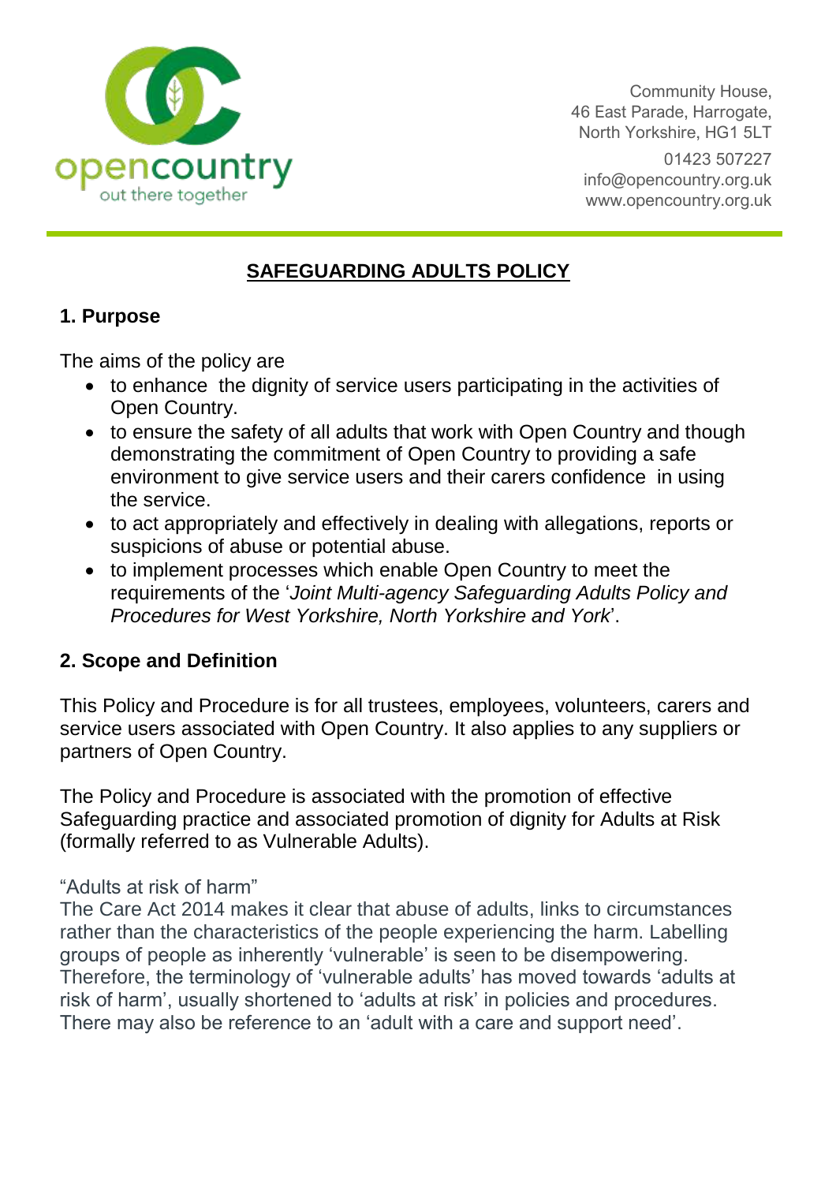opencountry
out there together

Community House,
46 East Parade, Harrogate,
North Yorkshire, HG1 5LT

01423 507227
info@opencountry.org.uk
www.opencountry.org.uk

# SAFEGUARDING ADULTS POLICY

## 1. Purpose

The aims of the policy are

- to enhance the dignity of service users participating in the activities of Open Country.
- to ensure the safety of all adults that work with Open Country and though demonstrating the commitment of Open Country to providing a safe environment to give service users and their carers confidence in using the service.
- to act appropriately and effectively in dealing with allegations, reports or suspicions of abuse or potential abuse.
- to implement processes which enable Open Country to meet the requirements of the '*Joint Multi-agency Safeguarding Adults Policy and Procedures for West Yorkshire, North Yorkshire and York*'.

## 2. Scope and Definition

This Policy and Procedure is for all trustees, employees, volunteers, carers and service users associated with Open Country. It also applies to any suppliers or partners of Open Country.

The Policy and Procedure is associated with the promotion of effective Safeguarding practice and associated promotion of dignity for Adults at Risk (formally referred to as Vulnerable Adults).

"Adults at risk of harm"
The Care Act 2014 makes it clear that abuse of adults, links to circumstances rather than the characteristics of the people experiencing the harm. Labelling groups of people as inherently 'vulnerable' is seen to be disempowering. Therefore, the terminology of 'vulnerable adults' has moved towards 'adults at risk of harm', usually shortened to 'adults at risk' in policies and procedures. There may also be reference to an 'adult with a care and support need'.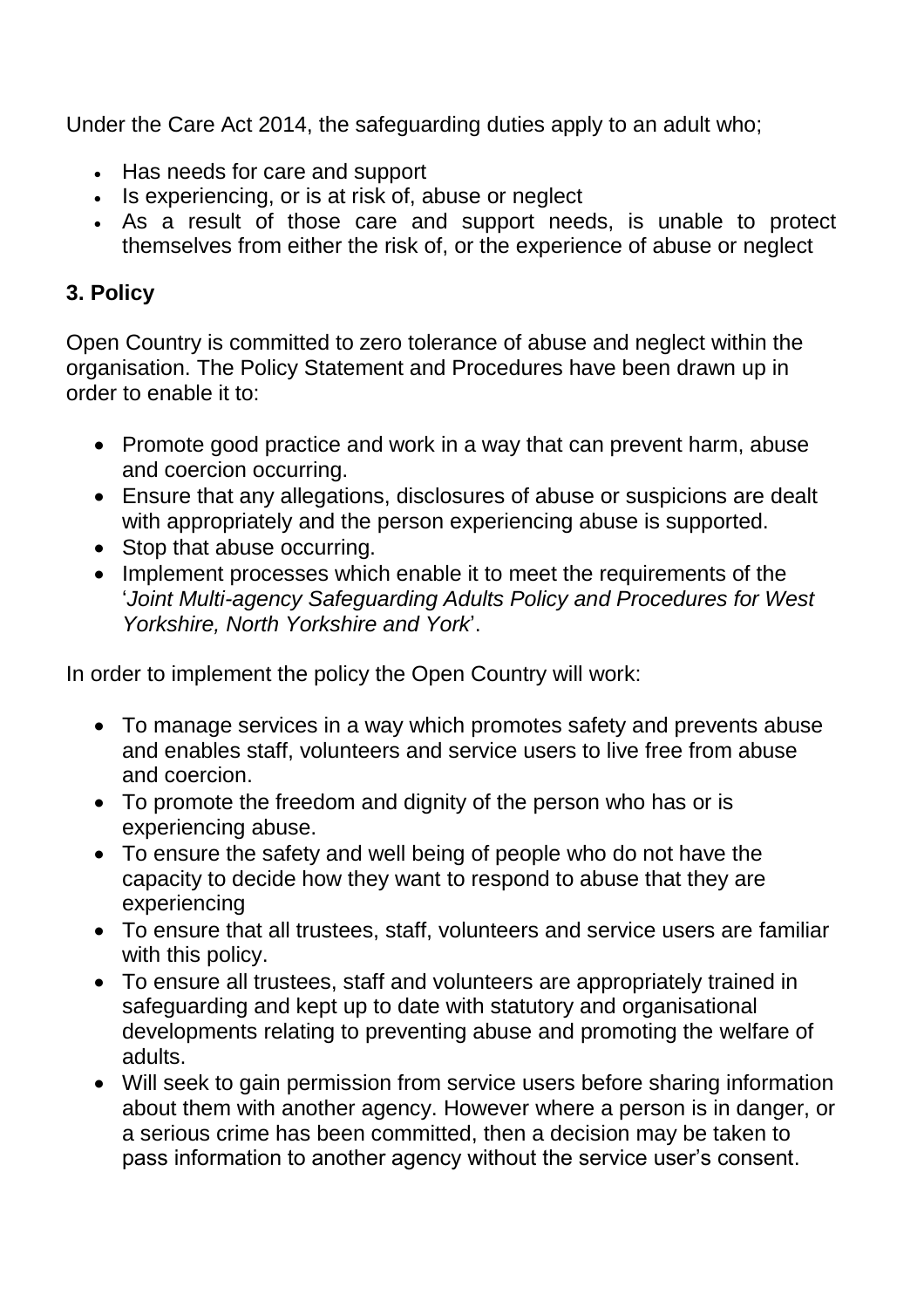Under the Care Act 2014, the safeguarding duties apply to an adult who;

- Has needs for care and support
- Is experiencing, or is at risk of, abuse or neglect
- As a result of those care and support needs, is unable to protect themselves from either the risk of, or the experience of abuse or neglect

## 3. Policy

Open Country is committed to zero tolerance of abuse and neglect within the organisation. The Policy Statement and Procedures have been drawn up in order to enable it to:

- Promote good practice and work in a way that can prevent harm, abuse and coercion occurring.
- Ensure that any allegations, disclosures of abuse or suspicions are dealt with appropriately and the person experiencing abuse is supported.
- Stop that abuse occurring.
- Implement processes which enable it to meet the requirements of the '*Joint Multi-agency Safeguarding Adults Policy and Procedures for West Yorkshire, North Yorkshire and York*'.

In order to implement the policy the Open Country will work:

- To manage services in a way which promotes safety and prevents abuse and enables staff, volunteers and service users to live free from abuse and coercion.
- To promote the freedom and dignity of the person who has or is experiencing abuse.
- To ensure the safety and well being of people who do not have the capacity to decide how they want to respond to abuse that they are experiencing
- To ensure that all trustees, staff, volunteers and service users are familiar with this policy.
- To ensure all trustees, staff and volunteers are appropriately trained in safeguarding and kept up to date with statutory and organisational developments relating to preventing abuse and promoting the welfare of adults.
- Will seek to gain permission from service users before sharing information about them with another agency. However where a person is in danger, or a serious crime has been committed, then a decision may be taken to pass information to another agency without the service user's consent.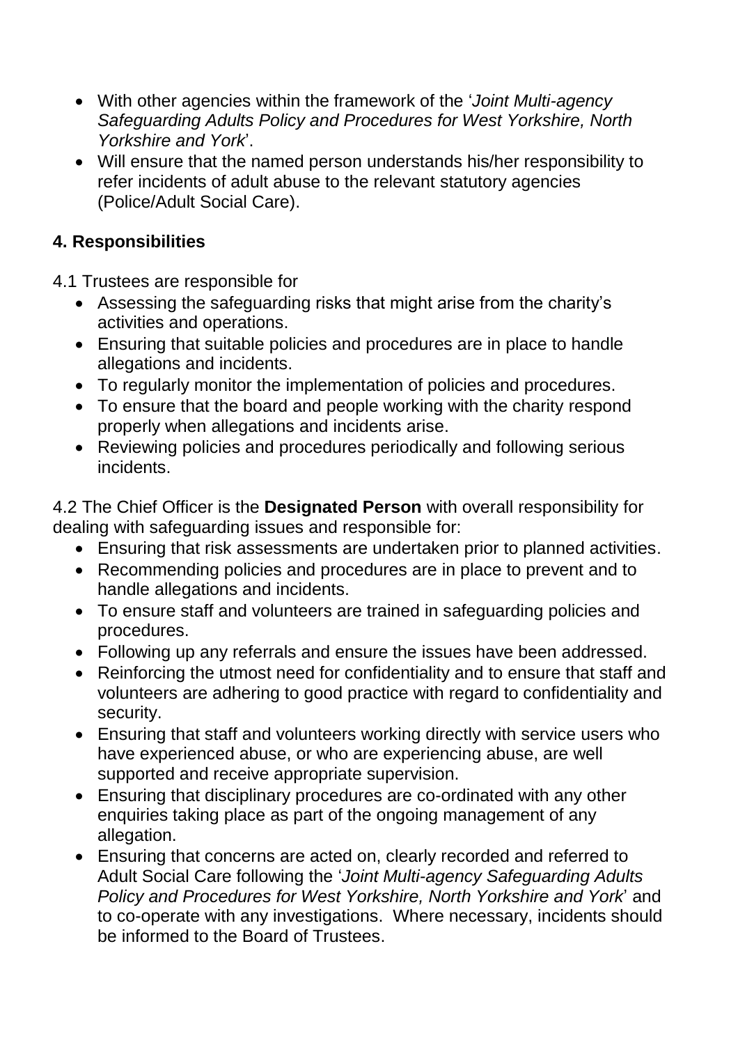- With other agencies within the framework of the '*Joint Multi-agency Safeguarding Adults Policy and Procedures for West Yorkshire, North Yorkshire and York*'.
- Will ensure that the named person understands his/her responsibility to refer incidents of adult abuse to the relevant statutory agencies (Police/Adult Social Care).

## 4. Responsibilities

4.1 Trustees are responsible for

- Assessing the safeguarding risks that might arise from the charity's activities and operations.
- Ensuring that suitable policies and procedures are in place to handle allegations and incidents.
- To regularly monitor the implementation of policies and procedures.
- To ensure that the board and people working with the charity respond properly when allegations and incidents arise.
- Reviewing policies and procedures periodically and following serious incidents.

4.2 The Chief Officer is the **Designated Person** with overall responsibility for dealing with safeguarding issues and responsible for:

- Ensuring that risk assessments are undertaken prior to planned activities.
- Recommending policies and procedures are in place to prevent and to handle allegations and incidents.
- To ensure staff and volunteers are trained in safeguarding policies and procedures.
- Following up any referrals and ensure the issues have been addressed.
- Reinforcing the utmost need for confidentiality and to ensure that staff and volunteers are adhering to good practice with regard to confidentiality and security.
- Ensuring that staff and volunteers working directly with service users who have experienced abuse, or who are experiencing abuse, are well supported and receive appropriate supervision.
- Ensuring that disciplinary procedures are co-ordinated with any other enquiries taking place as part of the ongoing management of any allegation.
- Ensuring that concerns are acted on, clearly recorded and referred to Adult Social Care following the '*Joint Multi-agency Safeguarding Adults Policy and Procedures for West Yorkshire, North Yorkshire and York*' and to co-operate with any investigations. Where necessary, incidents should be informed to the Board of Trustees.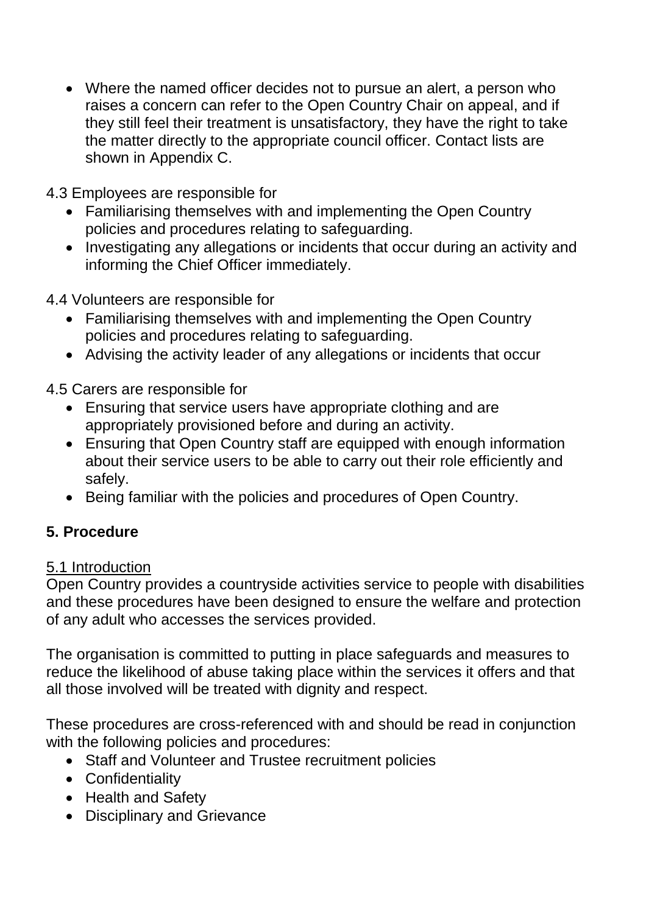- Where the named officer decides not to pursue an alert, a person who raises a concern can refer to the Open Country Chair on appeal, and if they still feel their treatment is unsatisfactory, they have the right to take the matter directly to the appropriate council officer. Contact lists are shown in Appendix C.

4.3 Employees are responsible for

- Familiarising themselves with and implementing the Open Country policies and procedures relating to safeguarding.
- Investigating any allegations or incidents that occur during an activity and informing the Chief Officer immediately.

4.4 Volunteers are responsible for

- Familiarising themselves with and implementing the Open Country policies and procedures relating to safeguarding.
- Advising the activity leader of any allegations or incidents that occur

4.5 Carers are responsible for

- Ensuring that service users have appropriate clothing and are appropriately provisioned before and during an activity.
- Ensuring that Open Country staff are equipped with enough information about their service users to be able to carry out their role efficiently and safely.
- Being familiar with the policies and procedures of Open Country.

## 5. Procedure

5.1 Introduction

Open Country provides a countryside activities service to people with disabilities and these procedures have been designed to ensure the welfare and protection of any adult who accesses the services provided.

The organisation is committed to putting in place safeguards and measures to reduce the likelihood of abuse taking place within the services it offers and that all those involved will be treated with dignity and respect.

These procedures are cross-referenced with and should be read in conjunction with the following policies and procedures:

- Staff and Volunteer and Trustee recruitment policies
- Confidentiality
- Health and Safety
- Disciplinary and Grievance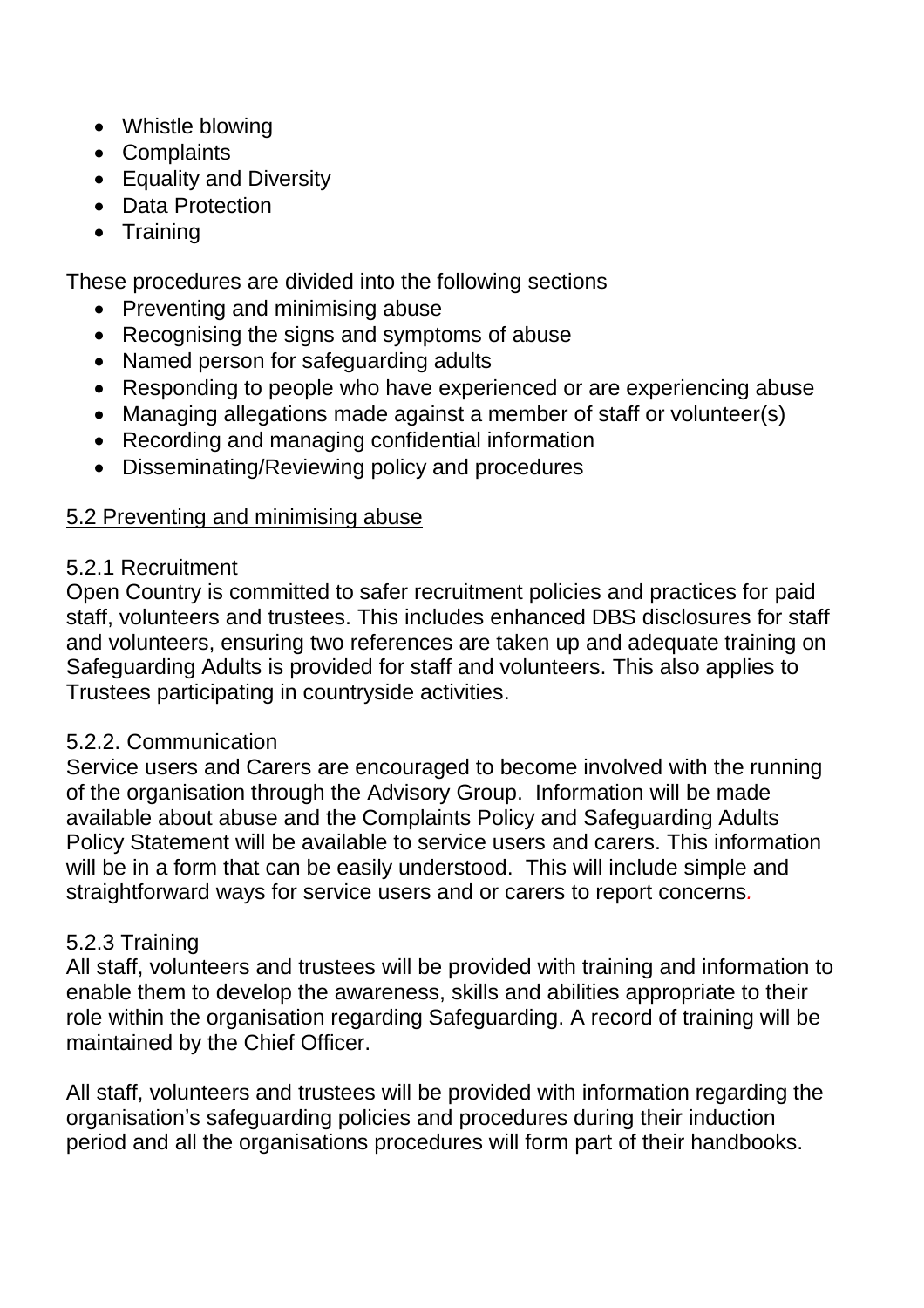- Whistle blowing
- Complaints
- Equality and Diversity
- Data Protection
- Training

These procedures are divided into the following sections

- Preventing and minimising abuse
- Recognising the signs and symptoms of abuse
- Named person for safeguarding adults
- Responding to people who have experienced or are experiencing abuse
- Managing allegations made against a member of staff or volunteer(s)
- Recording and managing confidential information
- Disseminating/Reviewing policy and procedures

## 5.2 Preventing and minimising abuse

### 5.2.1 Recruitment

Open Country is committed to safer recruitment policies and practices for paid staff, volunteers and trustees. This includes enhanced DBS disclosures for staff and volunteers, ensuring two references are taken up and adequate training on Safeguarding Adults is provided for staff and volunteers. This also applies to Trustees participating in countryside activities.

### 5.2.2. Communication

Service users and Carers are encouraged to become involved with the running of the organisation through the Advisory Group. Information will be made available about abuse and the Complaints Policy and Safeguarding Adults Policy Statement will be available to service users and carers. This information will be in a form that can be easily understood. This will include simple and straightforward ways for service users and or carers to report concerns.

### 5.2.3 Training

All staff, volunteers and trustees will be provided with training and information to enable them to develop the awareness, skills and abilities appropriate to their role within the organisation regarding Safeguarding. A record of training will be maintained by the Chief Officer.

All staff, volunteers and trustees will be provided with information regarding the organisation's safeguarding policies and procedures during their induction period and all the organisations procedures will form part of their handbooks.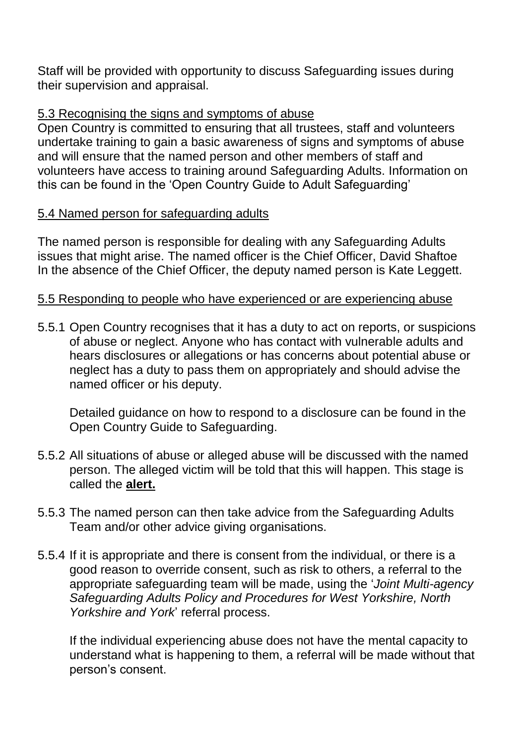Staff will be provided with opportunity to discuss Safeguarding issues during their supervision and appraisal.

### 5.3 Recognising the signs and symptoms of abuse

Open Country is committed to ensuring that all trustees, staff and volunteers undertake training to gain a basic awareness of signs and symptoms of abuse and will ensure that the named person and other members of staff and volunteers have access to training around Safeguarding Adults. Information on this can be found in the 'Open Country Guide to Adult Safeguarding'

### 5.4 Named person for safeguarding adults

The named person is responsible for dealing with any Safeguarding Adults issues that might arise. The named officer is the Chief Officer, David Shaftoe
In the absence of the Chief Officer, the deputy named person is Kate Leggett.

### 5.5 Responding to people who have experienced or are experiencing abuse

5.5.1 Open Country recognises that it has a duty to act on reports, or suspicions of abuse or neglect. Anyone who has contact with vulnerable adults and hears disclosures or allegations or has concerns about potential abuse or neglect has a duty to pass them on appropriately and should advise the named officer or his deputy.

Detailed guidance on how to respond to a disclosure can be found in the Open Country Guide to Safeguarding.

5.5.2 All situations of abuse or alleged abuse will be discussed with the named person. The alleged victim will be told that this will happen. This stage is called the **alert.**

5.5.3 The named person can then take advice from the Safeguarding Adults Team and/or other advice giving organisations.

5.5.4 If it is appropriate and there is consent from the individual, or there is a good reason to override consent, such as risk to others, a referral to the appropriate safeguarding team will be made, using the '*Joint Multi-agency Safeguarding Adults Policy and Procedures for West Yorkshire, North Yorkshire and York*' referral process.

If the individual experiencing abuse does not have the mental capacity to understand what is happening to them, a referral will be made without that person's consent.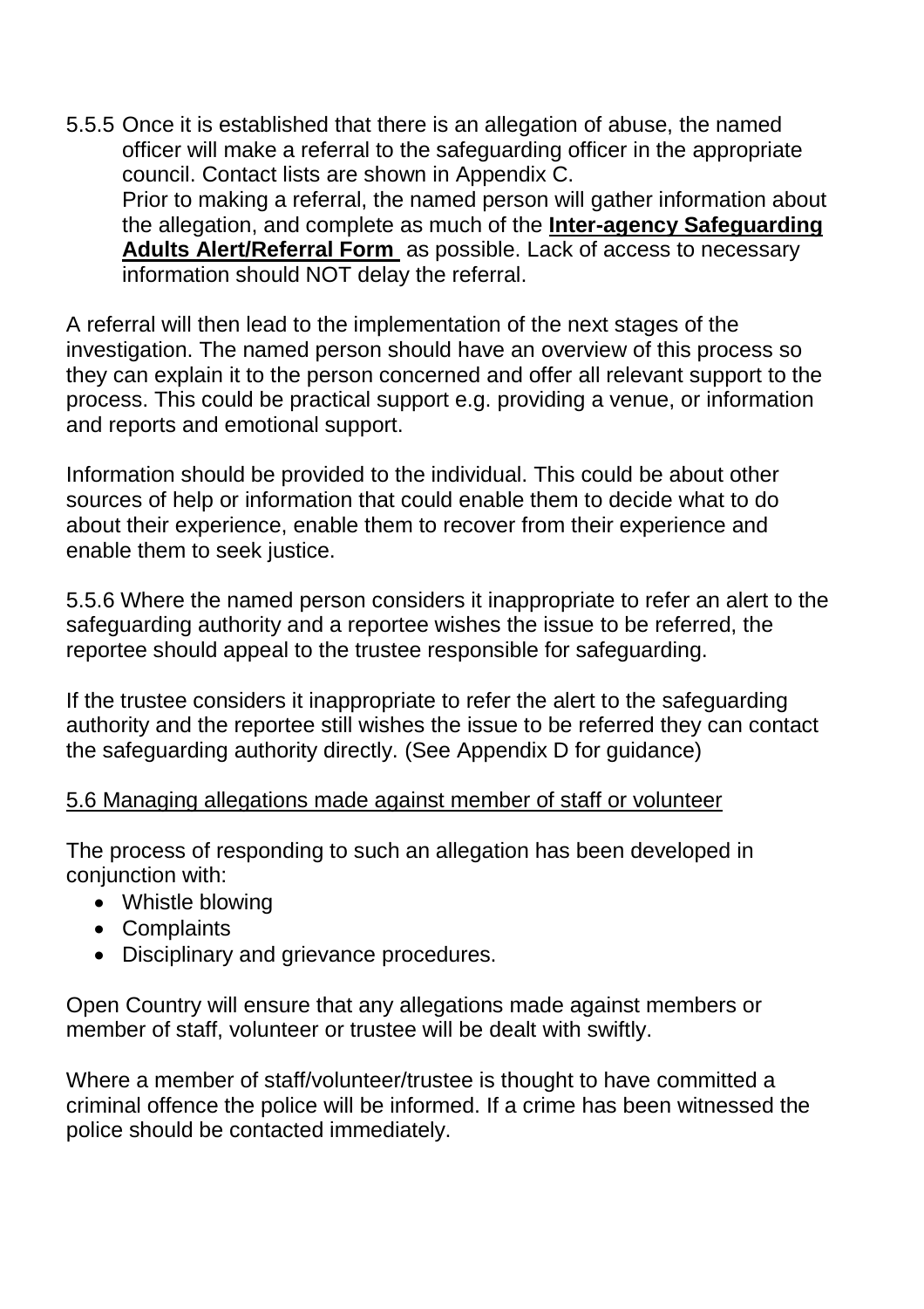5.5.5 Once it is established that there is an allegation of abuse, the named officer will make a referral to the safeguarding officer in the appropriate council. Contact lists are shown in Appendix C.
Prior to making a referral, the named person will gather information about the allegation, and complete as much of the **Inter-agency Safeguarding Adults Alert/Referral Form** as possible. Lack of access to necessary information should NOT delay the referral.

A referral will then lead to the implementation of the next stages of the investigation. The named person should have an overview of this process so they can explain it to the person concerned and offer all relevant support to the process. This could be practical support e.g. providing a venue, or information and reports and emotional support.

Information should be provided to the individual. This could be about other sources of help or information that could enable them to decide what to do about their experience, enable them to recover from their experience and enable them to seek justice.

5.5.6 Where the named person considers it inappropriate to refer an alert to the safeguarding authority and a reportee wishes the issue to be referred, the reportee should appeal to the trustee responsible for safeguarding.

If the trustee considers it inappropriate to refer the alert to the safeguarding authority and the reportee still wishes the issue to be referred they can contact the safeguarding authority directly. (See Appendix D for guidance)

5.6 Managing allegations made against member of staff or volunteer

The process of responding to such an allegation has been developed in conjunction with:

- Whistle blowing
- Complaints
- Disciplinary and grievance procedures.

Open Country will ensure that any allegations made against members or member of staff, volunteer or trustee will be dealt with swiftly.

Where a member of staff/volunteer/trustee is thought to have committed a criminal offence the police will be informed. If a crime has been witnessed the police should be contacted immediately.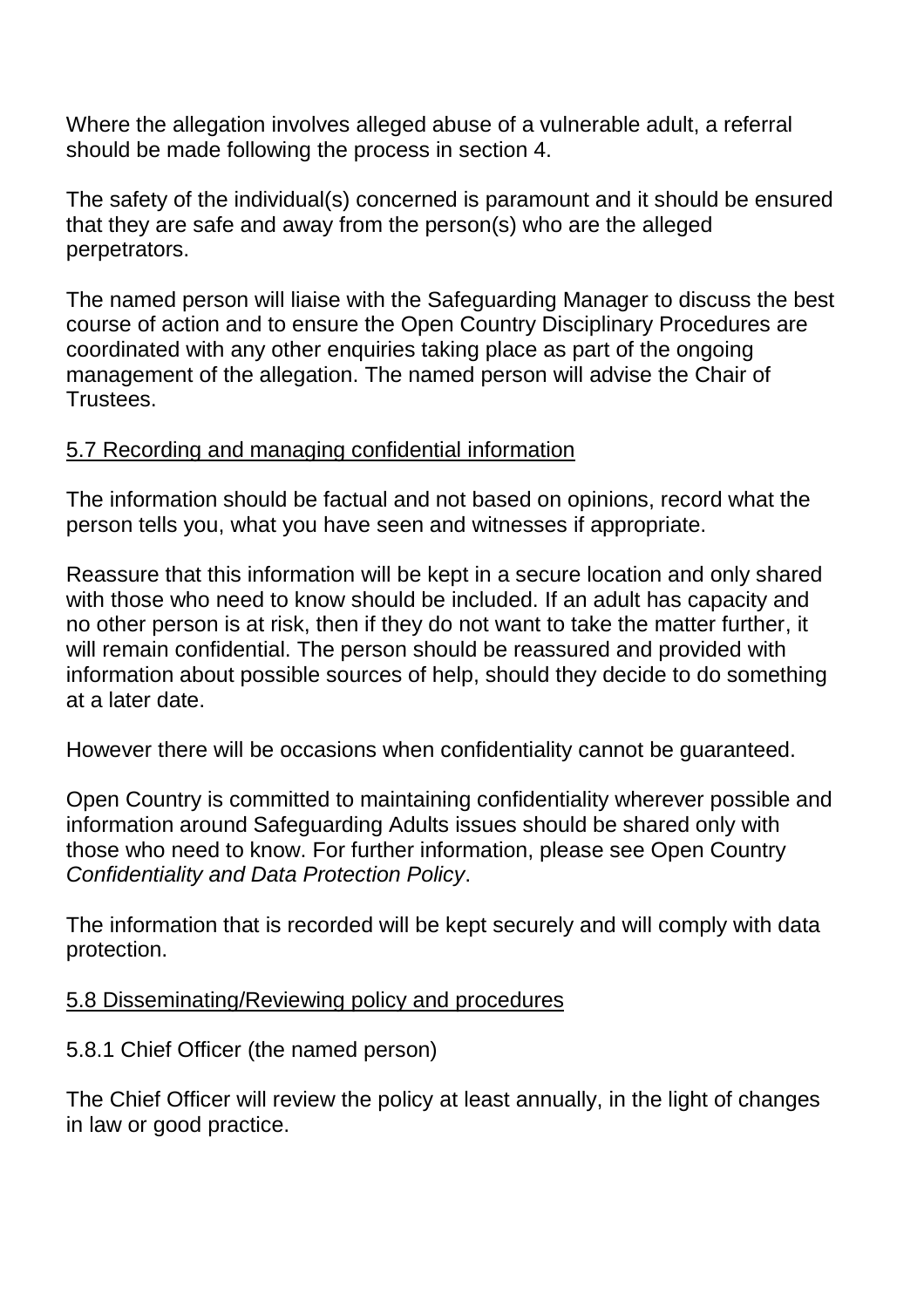Where the allegation involves alleged abuse of a vulnerable adult, a referral should be made following the process in section 4.

The safety of the individual(s) concerned is paramount and it should be ensured that they are safe and away from the person(s) who are the alleged perpetrators.

The named person will liaise with the Safeguarding Manager to discuss the best course of action and to ensure the Open Country Disciplinary Procedures are coordinated with any other enquiries taking place as part of the ongoing management of the allegation. The named person will advise the Chair of Trustees.

### 5.7 Recording and managing confidential information

The information should be factual and not based on opinions, record what the person tells you, what you have seen and witnesses if appropriate.

Reassure that this information will be kept in a secure location and only shared with those who need to know should be included. If an adult has capacity and no other person is at risk, then if they do not want to take the matter further, it will remain confidential. The person should be reassured and provided with information about possible sources of help, should they decide to do something at a later date.

However there will be occasions when confidentiality cannot be guaranteed.

Open Country is committed to maintaining confidentiality wherever possible and information around Safeguarding Adults issues should be shared only with those who need to know. For further information, please see Open Country *Confidentiality and Data Protection Policy*.

The information that is recorded will be kept securely and will comply with data protection.

### 5.8 Disseminating/Reviewing policy and procedures

5.8.1 Chief Officer (the named person)

The Chief Officer will review the policy at least annually, in the light of changes in law or good practice.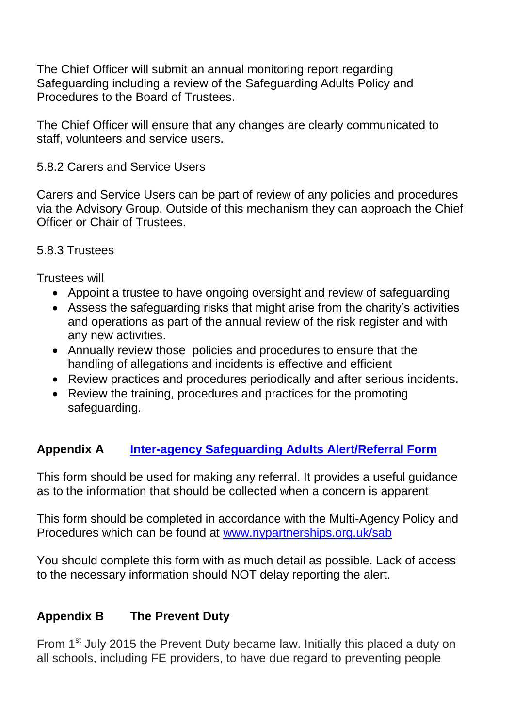The Chief Officer will submit an annual monitoring report regarding Safeguarding including a review of the Safeguarding Adults Policy and Procedures to the Board of Trustees.

The Chief Officer will ensure that any changes are clearly communicated to staff, volunteers and service users.

5.8.2 Carers and Service Users

Carers and Service Users can be part of review of any policies and procedures via the Advisory Group. Outside of this mechanism they can approach the Chief Officer or Chair of Trustees.

5.8.3 Trustees

Trustees will

- Appoint a trustee to have ongoing oversight and review of safeguarding
- Assess the safeguarding risks that might arise from the charity's activities and operations as part of the annual review of the risk register and with any new activities.
- Annually review those policies and procedures to ensure that the handling of allegations and incidents is effective and efficient
- Review practices and procedures periodically and after serious incidents.
- Review the training, procedures and practices for the promoting safeguarding.

**Appendix A** **[Inter-agency Safeguarding Adults Alert/Referral Form]()**

This form should be used for making any referral. It provides a useful guidance as to the information that should be collected when a concern is apparent

This form should be completed in accordance with the Multi-Agency Policy and Procedures which can be found at [www.nypartnerships.org.uk/sab](www.nypartnerships.org.uk/sab)

You should complete this form with as much detail as possible. Lack of access to the necessary information should NOT delay reporting the alert.

**Appendix B** **The Prevent Duty**

From 1st July 2015 the Prevent Duty became law. Initially this placed a duty on all schools, including FE providers, to have due regard to preventing people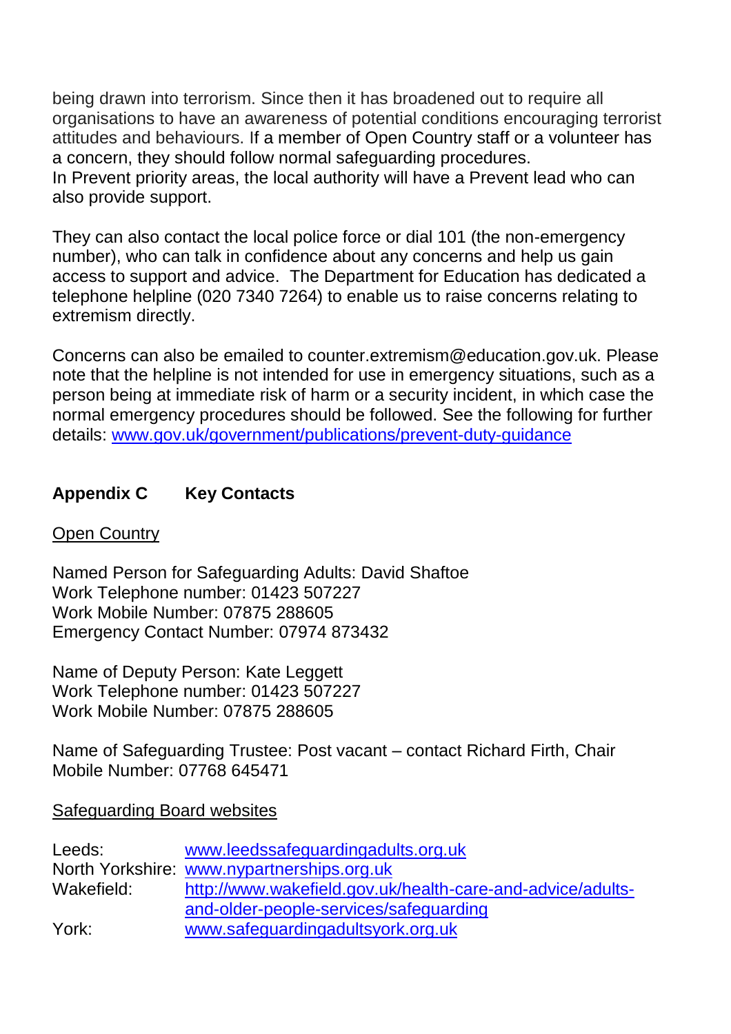being drawn into terrorism. Since then it has broadened out to require all organisations to have an awareness of potential conditions encouraging terrorist attitudes and behaviours. If a member of Open Country staff or a volunteer has a concern, they should follow normal safeguarding procedures.
In Prevent priority areas, the local authority will have a Prevent lead who can also provide support.

They can also contact the local police force or dial 101 (the non-emergency number), who can talk in confidence about any concerns and help us gain access to support and advice. The Department for Education has dedicated a telephone helpline (020 7340 7264) to enable us to raise concerns relating to extremism directly.

Concerns can also be emailed to counter.extremism@education.gov.uk. Please note that the helpline is not intended for use in emergency situations, such as a person being at immediate risk of harm or a security incident, in which case the normal emergency procedures should be followed. See the following for further details: www.gov.uk/government/publications/prevent-duty-guidance

## Appendix C Key Contacts

Open Country

Named Person for Safeguarding Adults: David Shaftoe
Work Telephone number: 01423 507227
Work Mobile Number: 07875 288605
Emergency Contact Number: 07974 873432

Name of Deputy Person: Kate Leggett
Work Telephone number: 01423 507227
Work Mobile Number: 07875 288605

Name of Safeguarding Trustee: Post vacant – contact Richard Firth, Chair
Mobile Number: 07768 645471

Safeguarding Board websites

| | |
|---|---|
| Leeds: | www.leedssafeguardingadults.org.uk |
| North Yorkshire: | www.nypartnerships.org.uk |
| Wakefield: | http://www.wakefield.gov.uk/health-care-and-advice/adults-and-older-people-services/safeguarding |
| York: | www.safeguardingadultsyork.org.uk |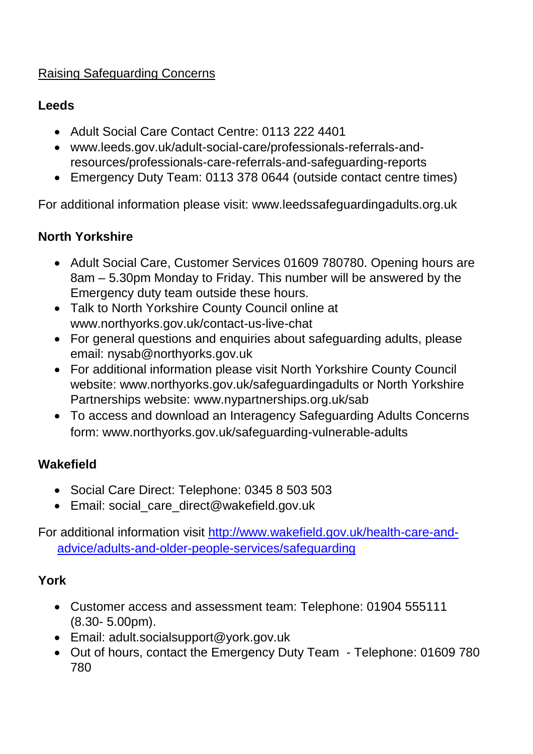## Raising Safeguarding Concerns

### Leeds

- Adult Social Care Contact Centre: 0113 222 4401
- www.leeds.gov.uk/adult-social-care/professionals-referrals-and-resources/professionals-care-referrals-and-safeguarding-reports
- Emergency Duty Team: 0113 378 0644 (outside contact centre times)

For additional information please visit: www.leedssafeguardingadults.org.uk

### North Yorkshire

- Adult Social Care, Customer Services 01609 780780. Opening hours are 8am – 5.30pm Monday to Friday. This number will be answered by the Emergency duty team outside these hours.
- Talk to North Yorkshire County Council online at www.northyorks.gov.uk/contact-us-live-chat
- For general questions and enquiries about safeguarding adults, please email: nysab@northyorks.gov.uk
- For additional information please visit North Yorkshire County Council website: www.northyorks.gov.uk/safeguardingadults or North Yorkshire Partnerships website: www.nypartnerships.org.uk/sab
- To access and download an Interagency Safeguarding Adults Concerns form: www.northyorks.gov.uk/safeguarding-vulnerable-adults

### Wakefield

- Social Care Direct: Telephone: 0345 8 503 503
- Email: social_care_direct@wakefield.gov.uk

For additional information visit [http://www.wakefield.gov.uk/health-care-and-advice/adults-and-older-people-services/safeguarding](http://www.wakefield.gov.uk/health-care-and-advice/adults-and-older-people-services/safeguarding)

### York

- Customer access and assessment team: Telephone: 01904 555111 (8.30- 5.00pm).
- Email: adult.socialsupport@york.gov.uk
- Out of hours, contact the Emergency Duty Team - Telephone: 01609 780 780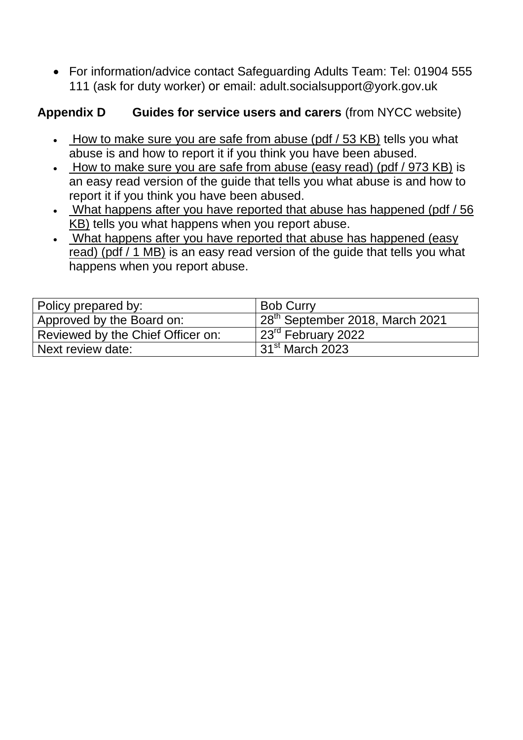- For information/advice contact Safeguarding Adults Team: Tel: 01904 555 111 (ask for duty worker) or email: adult.socialsupport@york.gov.uk

## Appendix D Guides for service users and carers (from NYCC website)

- How to make sure you are safe from abuse (pdf / 53 KB) tells you what abuse is and how to report it if you think you have been abused.
- How to make sure you are safe from abuse (easy read) (pdf / 973 KB) is an easy read version of the guide that tells you what abuse is and how to report it if you think you have been abused.
- What happens after you have reported that abuse has happened (pdf / 56 KB) tells you what happens when you report abuse.
- What happens after you have reported that abuse has happened (easy read) (pdf / 1 MB) is an easy read version of the guide that tells you what happens when you report abuse.

| | |
|---|---|
| Policy prepared by: | Bob Curry |
| Approved by the Board on: | 28th September 2018, March 2021 |
| Reviewed by the Chief Officer on: | 23rd February 2022 |
| Next review date: | 31st March 2023 |